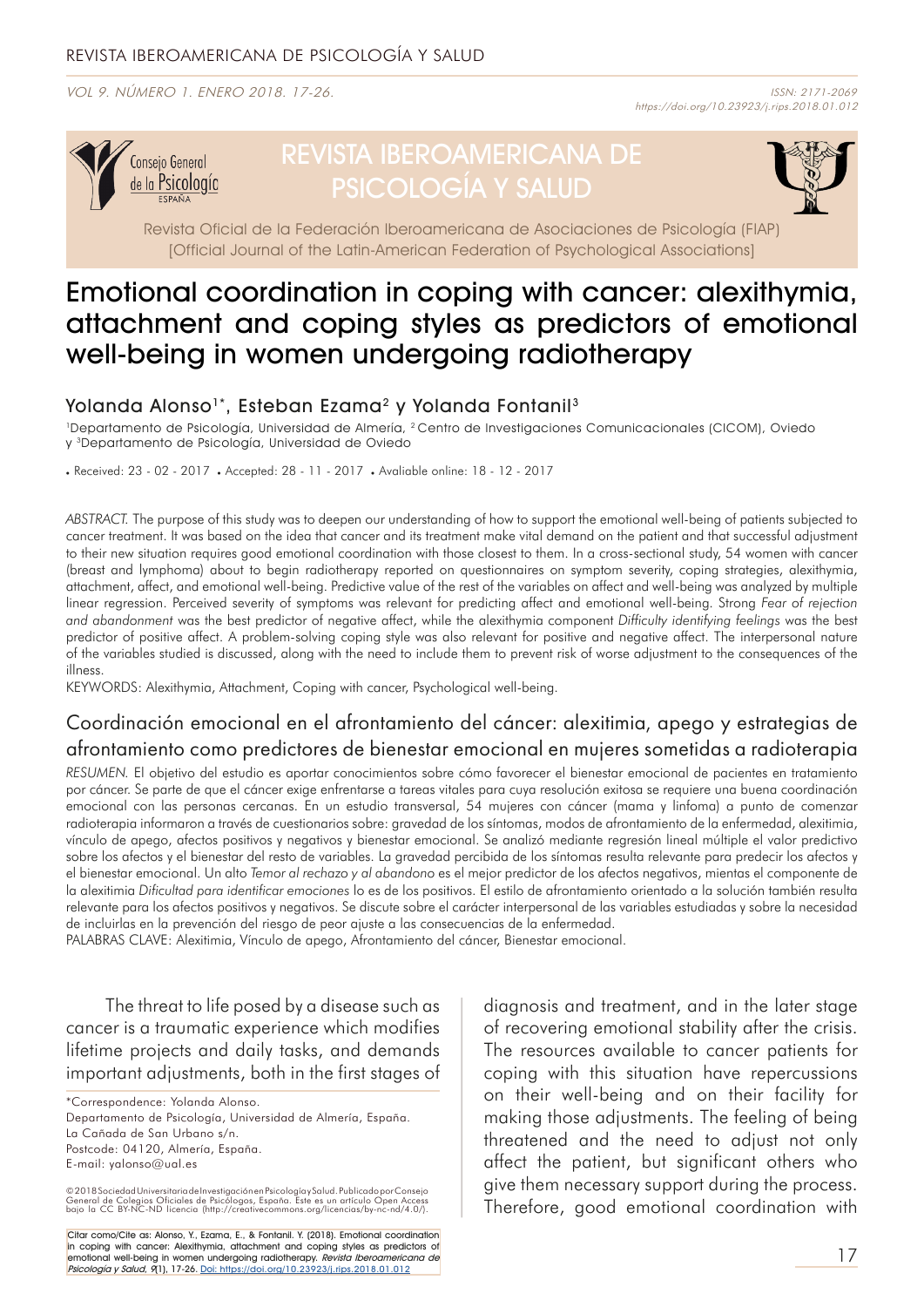# Emotional coordination in coping with cancer: alexithymia, attachment and coping styles as predictors of emotional well-being in women undergoing radiotherapy

Yolanda Alonso[1*], Esteban Ezama[2] y Yolanda Fontanil[3]

[1]Departamento de Psicología, Universidad de Almería, [2]Centro de Investigaciones Comunicacionales (CICOM), Oviedo y [3]Departamento de Psicología, Universidad de Oviedo

• Received: 23 - 02 - 2017 • Accepted: 28 - 11 - 2017 • Avaliable online: 18 - 12 - 2017

*ABSTRACT.* The purpose of this study was to deepen our understanding of how to support the emotional well-being of patients subjected to cancer treatment. It was based on the idea that cancer and its treatment make vital demand on the patient and that successful adjustment to their new situation requires good emotional coordination with those closest to them. In a cross-sectional study, 54 women with cancer (breast and lymphoma) about to begin radiotherapy reported on questionnaires on symptom severity, coping strategies, alexithymia, attachment, affect, and emotional well-being. Predictive value of the rest of the variables on affect and well-being was analyzed by multiple linear regression. Perceived severity of symptoms was relevant for predicting affect and emotional well-being. Strong *Fear of rejection and abandonment* was the best predictor of negative affect, while the alexithymia component *Difficulty identifying feelings* was the best predictor of positive affect. A problem-solving coping style was also relevant for positive and negative affect. The interpersonal nature of the variables studied is discussed, along with the need to include them to prevent risk of worse adjustment to the consequences of the illness.

KEYWORDS: Alexithymia, Attachment, Coping with cancer, Psychological well-being.

## Coordinación emocional en el afrontamiento del cáncer: alexitimia, apego y estrategias de afrontamiento como predictores de bienestar emocional en mujeres sometidas a radioterapia

*RESUMEN.* El objetivo del estudio es aportar conocimientos sobre cómo favorecer el bienestar emocional de pacientes en tratamiento por cáncer. Se parte de que el cáncer exige enfrentarse a tareas vitales para cuya resolución exitosa se requiere una buena coordinación emocional con las personas cercanas. En un estudio transversal, 54 mujeres con cáncer (mama y linfoma) a punto de comenzar radioterapia informaron a través de cuestionarios sobre: gravedad de los síntomas, modos de afrontamiento de la enfermedad, alexitimia, vínculo de apego, afectos positivos y negativos y bienestar emocional. Se analizó mediante regresión lineal múltiple el valor predictivo sobre los afectos y el bienestar del resto de variables. La gravedad percibida de los síntomas resulta relevante para predecir los afectos y el bienestar emocional. Un alto *Temor al rechazo y al abandono* es el mejor predictor de los afectos negativos, mientras el componente de la alexitimia *Dificultad para identificar emociones* lo es de los positivos. El estilo de afrontamiento orientado a la solución también resulta relevante para los afectos positivos y negativos. Se discute sobre el carácter interpersonal de las variables estudiadas y sobre la necesidad de incluirlas en la prevención del riesgo de peor ajuste a las consecuencias de la enfermedad.

PALABRAS CLAVE: Alexitimia, Vínculo de apego, Afrontamiento del cáncer, Bienestar emocional.

The threat to life posed by a disease such as cancer is a traumatic experience which modifies lifetime projects and daily tasks, and demands important adjustments, both in the first stages of diagnosis and treatment, and in the later stage of recovering emotional stability after the crisis. The resources available to cancer patients for coping with this situation have repercussions on their well-being and on their facility for making those adjustments. The feeling of being threatened and the need to adjust not only affect the patient, but significant others who give them necessary support during the process. Therefore, good emotional coordination with

*Correspondence: Yolanda Alonso.
Departamento de Psicología, Universidad de Almería, España.
La Cañada de San Urbano s/n.
Postcode: 04120, Almería, España.
E-mail: yalonso@ual.es

©2018 Sociedad Universitaria de Investigación en Psicología y Salud. Publicado por Consejo General de Colegios Oficiales de Psicólogos, España. Este es un artículo Open Access bajo la CC BY-NC-ND licencia (http://creativecommons.org/licencias/by-nc-nd/4.0/).

Citar como/Cite as: Alonso, Y., Ezama, E., & Fontanil. Y. (2018). Emotional coordination in coping with cancer: Alexithymia, attachment and coping styles as predictors of emotional well-being in women undergoing radiotherapy. *Revista Iberoamericana de Psicología y Salud, 9*(1), 17-26. Doi: https://doi.org/10.23923/j.rips.2018.01.012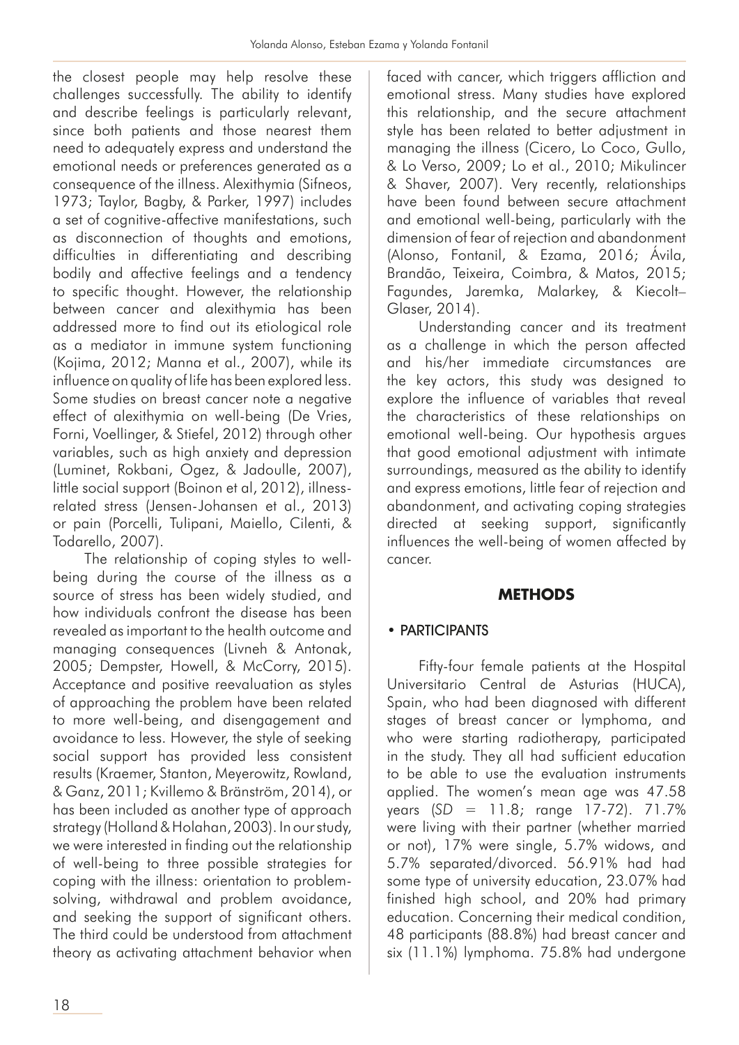the closest people may help resolve these challenges successfully. The ability to identify and describe feelings is particularly relevant, since both patients and those nearest them need to adequately express and understand the emotional needs or preferences generated as a consequence of the illness. Alexithymia (Sifneos, 1973; Taylor, Bagby, & Parker, 1997) includes a set of cognitive-affective manifestations, such as disconnection of thoughts and emotions, difficulties in differentiating and describing bodily and affective feelings and a tendency to specific thought. However, the relationship between cancer and alexithymia has been addressed more to find out its etiological role as a mediator in immune system functioning (Kojima, 2012; Manna et al., 2007), while its influence on quality of life has been explored less. Some studies on breast cancer note a negative effect of alexithymia on well-being (De Vries, Forni, Voellinger, & Stiefel, 2012) through other variables, such as high anxiety and depression (Luminet, Rokbani, Ogez, & Jadoulle, 2007), little social support (Boinon et al, 2012), illness-related stress (Jensen-Johansen et al., 2013) or pain (Porcelli, Tulipani, Maiello, Cilenti, & Todarello, 2007).

The relationship of coping styles to well-being during the course of the illness as a source of stress has been widely studied, and how individuals confront the disease has been revealed as important to the health outcome and managing consequences (Livneh & Antonak, 2005; Dempster, Howell, & McCorry, 2015). Acceptance and positive reevaluation as styles of approaching the problem have been related to more well-being, and disengagement and avoidance to less. However, the style of seeking social support has provided less consistent results (Kraemer, Stanton, Meyerowitz, Rowland, & Ganz, 2011; Kvillemo & Bränström, 2014), or has been included as another type of approach strategy (Holland & Holahan, 2003). In our study, we were interested in finding out the relationship of well-being to three possible strategies for coping with the illness: orientation to problem-solving, withdrawal and problem avoidance, and seeking the support of significant others. The third could be understood from attachment theory as activating attachment behavior when faced with cancer, which triggers affliction and emotional stress. Many studies have explored this relationship, and the secure attachment style has been related to better adjustment in managing the illness (Cicero, Lo Coco, Gullo, & Lo Verso, 2009; Lo et al., 2010; Mikulincer & Shaver, 2007). Very recently, relationships have been found between secure attachment and emotional well-being, particularly with the dimension of fear of rejection and abandonment (Alonso, Fontanil, & Ezama, 2016; Ávila, Brandão, Teixeira, Coimbra, & Matos, 2015; Fagundes, Jaremka, Malarkey, & Kiecolt–Glaser, 2014).

Understanding cancer and its treatment as a challenge in which the person affected and his/her immediate circumstances are the key actors, this study was designed to explore the influence of variables that reveal the characteristics of these relationships on emotional well-being. Our hypothesis argues that good emotional adjustment with intimate surroundings, measured as the ability to identify and express emotions, little fear of rejection and abandonment, and activating coping strategies directed at seeking support, significantly influences the well-being of women affected by cancer.

## METHODS

### • PARTICIPANTS

Fifty-four female patients at the Hospital Universitario Central de Asturias (HUCA), Spain, who had been diagnosed with different stages of breast cancer or lymphoma, and who were starting radiotherapy, participated in the study. They all had sufficient education to be able to use the evaluation instruments applied. The women's mean age was 47.58 years ($SD$ = 11.8; range 17-72). 71.7% were living with their partner (whether married or not), 17% were single, 5.7% widows, and 5.7% separated/divorced. 56.91% had had some type of university education, 23.07% had finished high school, and 20% had primary education. Concerning their medical condition, 48 participants (88.8%) had breast cancer and six (11.1%) lymphoma. 75.8% had undergone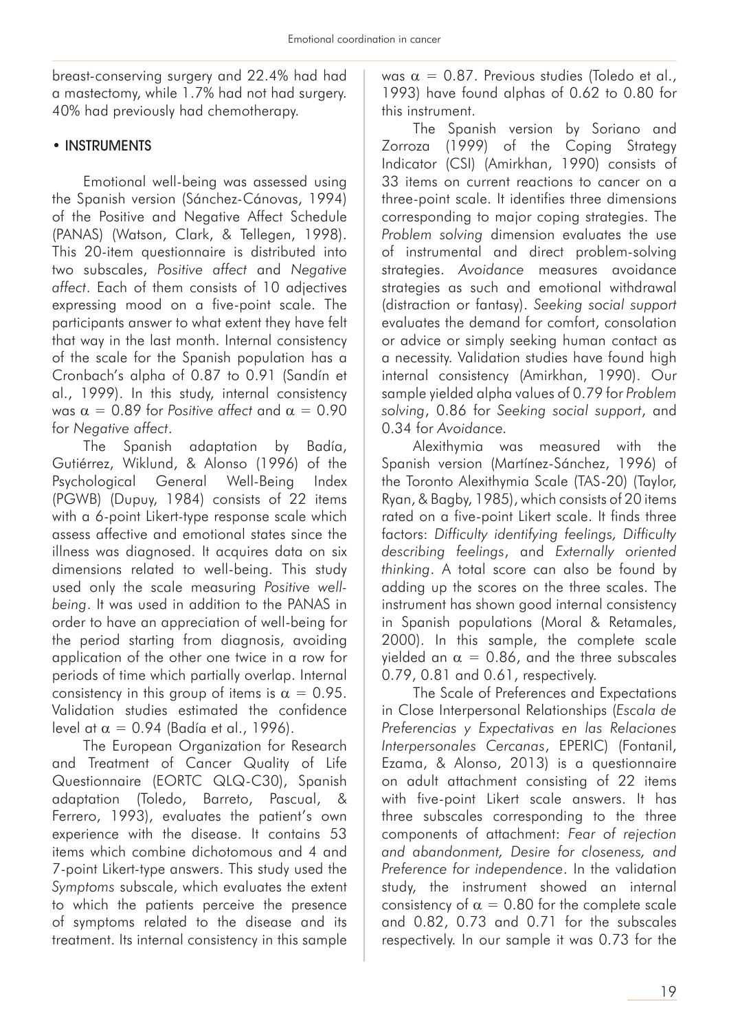breast-conserving surgery and 22.4% had had a mastectomy, while 1.7% had not had surgery. 40% had previously had chemotherapy.

## • INSTRUMENTS

Emotional well-being was assessed using the Spanish version (Sánchez-Cánovas, 1994) of the Positive and Negative Affect Schedule (PANAS) (Watson, Clark, & Tellegen, 1998). This 20-item questionnaire is distributed into two subscales, *Positive affect* and *Negative affect*. Each of them consists of 10 adjectives expressing mood on a five-point scale. The participants answer to what extent they have felt that way in the last month. Internal consistency of the scale for the Spanish population has a Cronbach's alpha of 0.87 to 0.91 (Sandín et al., 1999). In this study, internal consistency was $\alpha = 0.89$ for *Positive affect* and $\alpha = 0.90$ for *Negative affect*.

The Spanish adaptation by Badía, Gutiérrez, Wiklund, & Alonso (1996) of the Psychological General Well-Being Index (PGWB) (Dupuy, 1984) consists of 22 items with a 6-point Likert-type response scale which assess affective and emotional states since the illness was diagnosed. It acquires data on six dimensions related to well-being. This study used only the scale measuring *Positive well-being*. It was used in addition to the PANAS in order to have an appreciation of well-being for the period starting from diagnosis, avoiding application of the other one twice in a row for periods of time which partially overlap. Internal consistency in this group of items is $\alpha = 0.95$. Validation studies estimated the confidence level at $\alpha = 0.94$ (Badía et al., 1996).

The European Organization for Research and Treatment of Cancer Quality of Life Questionnaire (EORTC QLQ-C30), Spanish adaptation (Toledo, Barreto, Pascual, & Ferrero, 1993), evaluates the patient's own experience with the disease. It contains 53 items which combine dichotomous and 4 and 7-point Likert-type answers. This study used the *Symptoms* subscale, which evaluates the extent to which the patients perceive the presence of symptoms related to the disease and its treatment. Its internal consistency in this sample was $\alpha = 0.87$. Previous studies (Toledo et al., 1993) have found alphas of 0.62 to 0.80 for this instrument.

The Spanish version by Soriano and Zorroza (1999) of the Coping Strategy Indicator (CSI) (Amirkhan, 1990) consists of 33 items on current reactions to cancer on a three-point scale. It identifies three dimensions corresponding to major coping strategies. The *Problem solving* dimension evaluates the use of instrumental and direct problem-solving strategies. *Avoidance* measures avoidance strategies as such and emotional withdrawal (distraction or fantasy). *Seeking social support* evaluates the demand for comfort, consolation or advice or simply seeking human contact as a necessity. Validation studies have found high internal consistency (Amirkhan, 1990). Our sample yielded alpha values of 0.79 for *Problem solving*, 0.86 for *Seeking social support*, and 0.34 for *Avoidance*.

Alexithymia was measured with the Spanish version (Martínez-Sánchez, 1996) of the Toronto Alexithymia Scale (TAS-20) (Taylor, Ryan, & Bagby, 1985), which consists of 20 items rated on a five-point Likert scale. It finds three factors: *Difficulty identifying feelings, Difficulty describing feelings*, and *Externally oriented thinking*. A total score can also be found by adding up the scores on the three scales. The instrument has shown good internal consistency in Spanish populations (Moral & Retamales, 2000). In this sample, the complete scale yielded an $\alpha = 0.86$, and the three subscales 0.79, 0.81 and 0.61, respectively.

The Scale of Preferences and Expectations in Close Interpersonal Relationships (*Escala de Preferencias y Expectativas en las Relaciones Interpersonales Cercanas*, EPERIC) (Fontanil, Ezama, & Alonso, 2013) is a questionnaire on adult attachment consisting of 22 items with five-point Likert scale answers. It has three subscales corresponding to the three components of attachment: *Fear of rejection and abandonment, Desire for closeness, and Preference for independence*. In the validation study, the instrument showed an internal consistency of $\alpha = 0.80$ for the complete scale and 0.82, 0.73 and 0.71 for the subscales respectively. In our sample it was 0.73 for the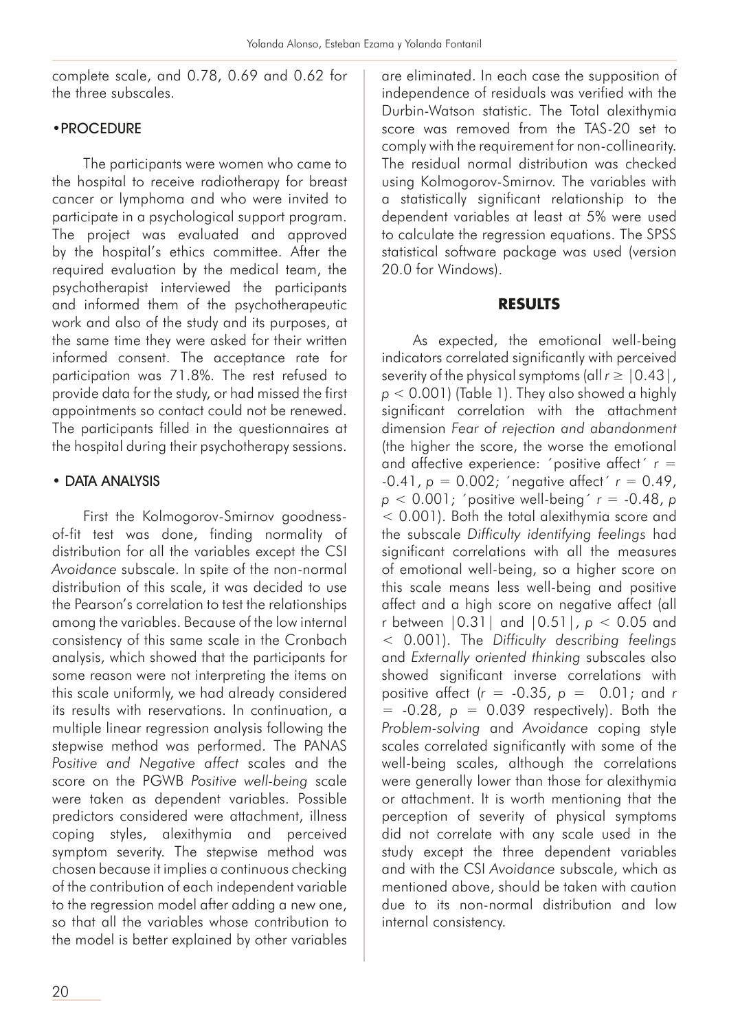complete scale, and 0.78, 0.69 and 0.62 for the three subscales.

## • PROCEDURE

The participants were women who came to the hospital to receive radiotherapy for breast cancer or lymphoma and who were invited to participate in a psychological support program. The project was evaluated and approved by the hospital's ethics committee. After the required evaluation by the medical team, the psychotherapist interviewed the participants and informed them of the psychotherapeutic work and also of the study and its purposes, at the same time they were asked for their written informed consent. The acceptance rate for participation was 71.8%. The rest refused to provide data for the study, or had missed the first appointments so contact could not be renewed. The participants filled in the questionnaires at the hospital during their psychotherapy sessions.

## • DATA ANALYSIS

First the Kolmogorov-Smirnov goodness-of-fit test was done, finding normality of distribution for all the variables except the CSI *Avoidance* subscale. In spite of the non-normal distribution of this scale, it was decided to use the Pearson's correlation to test the relationships among the variables. Because of the low internal consistency of this same scale in the Cronbach analysis, which showed that the participants for some reason were not interpreting the items on this scale uniformly, we had already considered its results with reservations. In continuation, a multiple linear regression analysis following the stepwise method was performed. The PANAS *Positive and Negative affect* scales and the score on the PGWB *Positive well-being* scale were taken as dependent variables. Possible predictors considered were attachment, illness coping styles, alexithymia and perceived symptom severity. The stepwise method was chosen because it implies a continuous checking of the contribution of each independent variable to the regression model after adding a new one, so that all the variables whose contribution to the model is better explained by other variables are eliminated. In each case the supposition of independence of residuals was verified with the Durbin-Watson statistic. The Total alexithymia score was removed from the TAS-20 set to comply with the requirement for non-collinearity. The residual normal distribution was checked using Kolmogorov-Smirnov. The variables with a statistically significant relationship to the dependent variables at least at 5% were used to calculate the regression equations. The SPSS statistical software package was used (version 20.0 for Windows).

## RESULTS

As expected, the emotional well-being indicators correlated significantly with perceived severity of the physical symptoms (all $r \geq |0.43|$, $p < 0.001$) (Table 1). They also showed a highly significant correlation with the attachment dimension *Fear of rejection and abandonment* (the higher the score, the worse the emotional and affective experience: ´positive affect´ $r = -0.41$, $p = 0.002$; ´negative affect´ $r = 0.49$, $p < 0.001$; ´positive well-being´ $r = -0.48$, $p < 0.001$). Both the total alexithymia score and the subscale *Difficulty identifying feelings* had significant correlations with all the measures of emotional well-being, so a higher score on this scale means less well-being and positive affect and a high score on negative affect (all r between $|0.31|$ and $|0.51|$, $p < 0.05$ and $< 0.001$). The *Difficulty describing feelings* and *Externally oriented thinking* subscales also showed significant inverse correlations with positive affect ($r = -0.35$, $p = 0.01$; and $r = -0.28$, $p = 0.039$ respectively). Both the *Problem-solving* and *Avoidance* coping style scales correlated significantly with some of the well-being scales, although the correlations were generally lower than those for alexithymia or attachment. It is worth mentioning that the perception of severity of physical symptoms did not correlate with any scale used in the study except the three dependent variables and with the CSI *Avoidance* subscale, which as mentioned above, should be taken with caution due to its non-normal distribution and low internal consistency.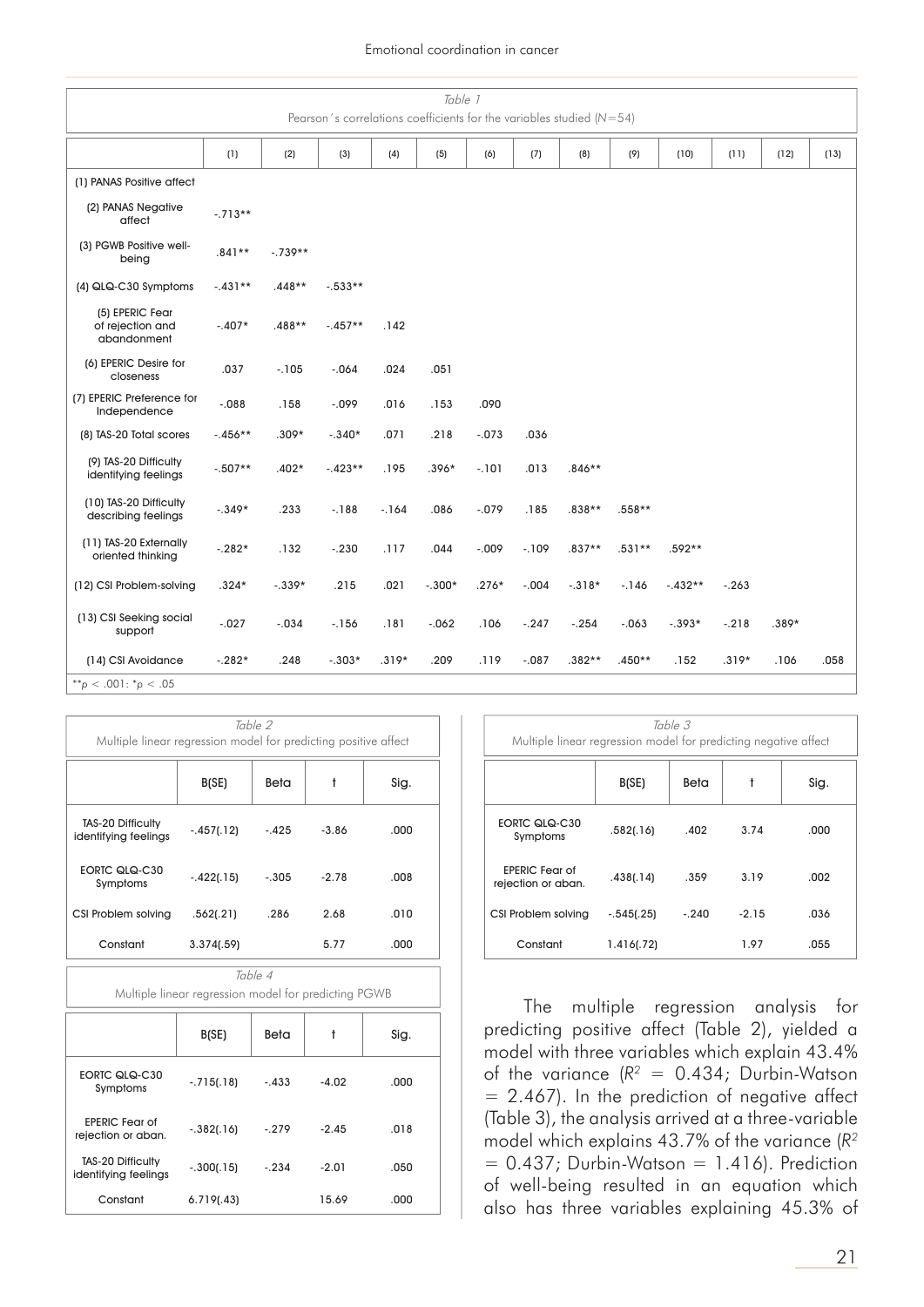Table 1
Pearson´s correlations coefficients for the variables studied (N=54)

| | (1) | (2) | (3) | (4) | (5) | (6) | (7) | (8) | (9) | (10) | (11) | (12) | (13) |
|---|---|---|---|---|---|---|---|---|---|---|---|---|---|
| (1) PANAS Positive affect | | | | | | | | | | | | | |
| (2) PANAS Negative affect | -.713** | | | | | | | | | | | | |
| (3) PGWB Positive well-being | .841** | -.739** | | | | | | | | | | | |
| (4) QLQ-C30 Symptoms | -.431** | .448** | -.533** | | | | | | | | | | |
| (5) EPERIC Fear of rejection and abandonment | -.407* | .488** | -.457** | .142 | | | | | | | | | |
| (6) EPERIC Desire for closeness | .037 | -.105 | -.064 | .024 | .051 | | | | | | | | |
| (7) EPERIC Preference for Independence | -.088 | .158 | -.099 | .016 | .153 | .090 | | | | | | | |
| (8) TAS-20 Total scores | -.456** | .309* | -.340* | .071 | .218 | -.073 | .036 | | | | | | |
| (9) TAS-20 Difficulty identifying feelings | -.507** | .402* | -.423** | .195 | .396* | -.101 | .013 | .846** | | | | | |
| (10) TAS-20 Difficulty describing feelings | -.349* | .233 | -.188 | -.164 | .086 | -.079 | .185 | .838** | .558** | | | | |
| (11) TAS-20 Externally oriented thinking | -.282* | .132 | -.230 | .117 | .044 | -.009 | -.109 | .837** | .531** | .592** | | | |
| (12) CSI Problem-solving | .324* | -.339* | .215 | .021 | -.300* | .276* | -.004 | -.318* | -.146 | -.432** | -.263 | | |
| (13) CSI Seeking social support | -.027 | -.034 | -.156 | .181 | -.062 | .106 | -.247 | -.254 | -.063 | -.393* | -.218 | .389* | |
| (14) CSI Avoidance | -.282* | .248 | -.303* | .319* | .209 | .119 | -.087 | .382** | .450** | .152 | .319* | .106 | .058 |

**p < .001: *p < .05

Table 2
Multiple linear regression model for predicting positive affect

| | B(SE) | Beta | t | Sig. |
|---|---|---|---|---|
| TAS-20 Difficulty identifying feelings | -.457(.12) | -.425 | -3.86 | .000 |
| EORTC QLQ-C30 Symptoms | -.422(.15) | -.305 | -2.78 | .008 |
| CSI Problem solving | .562(.21) | .286 | 2.68 | .010 |
| Constant | 3.374(.59) | | 5.77 | .000 |

Table 4
Multiple linear regression model for predicting PGWB

| | B(SE) | Beta | t | Sig. |
|---|---|---|---|---|
| EORTC QLQ-C30 Symptoms | -.715(.18) | -.433 | -4.02 | .000 |
| EPERIC Fear of rejection or aban. | -.382(.16) | -.279 | -2.45 | .018 |
| TAS-20 Difficulty identifying feelings | -.300(.15) | -.234 | -2.01 | .050 |
| Constant | 6.719(.43) | | 15.69 | .000 |

Table 3
Multiple linear regression model for predicting negative affect

| | B(SE) | Beta | t | Sig. |
|---|---|---|---|---|
| EORTC QLQ-C30 Symptoms | .582(.16) | .402 | 3.74 | .000 |
| EPERIC Fear of rejection or aban. | .438(.14) | .359 | 3.19 | .002 |
| CSI Problem solving | -.545(.25) | -.240 | -2.15 | .036 |
| Constant | 1.416(.72) | | 1.97 | .055 |

The multiple regression analysis for predicting positive affect (Table 2), yielded a model with three variables which explain 43.4% of the variance ($R^2$ = 0.434; Durbin-Watson = 2.467). In the prediction of negative affect (Table 3), the analysis arrived at a three-variable model which explains 43.7% of the variance ($R^2$ = 0.437; Durbin-Watson = 1.416). Prediction of well-being resulted in an equation which also has three variables explaining 45.3% of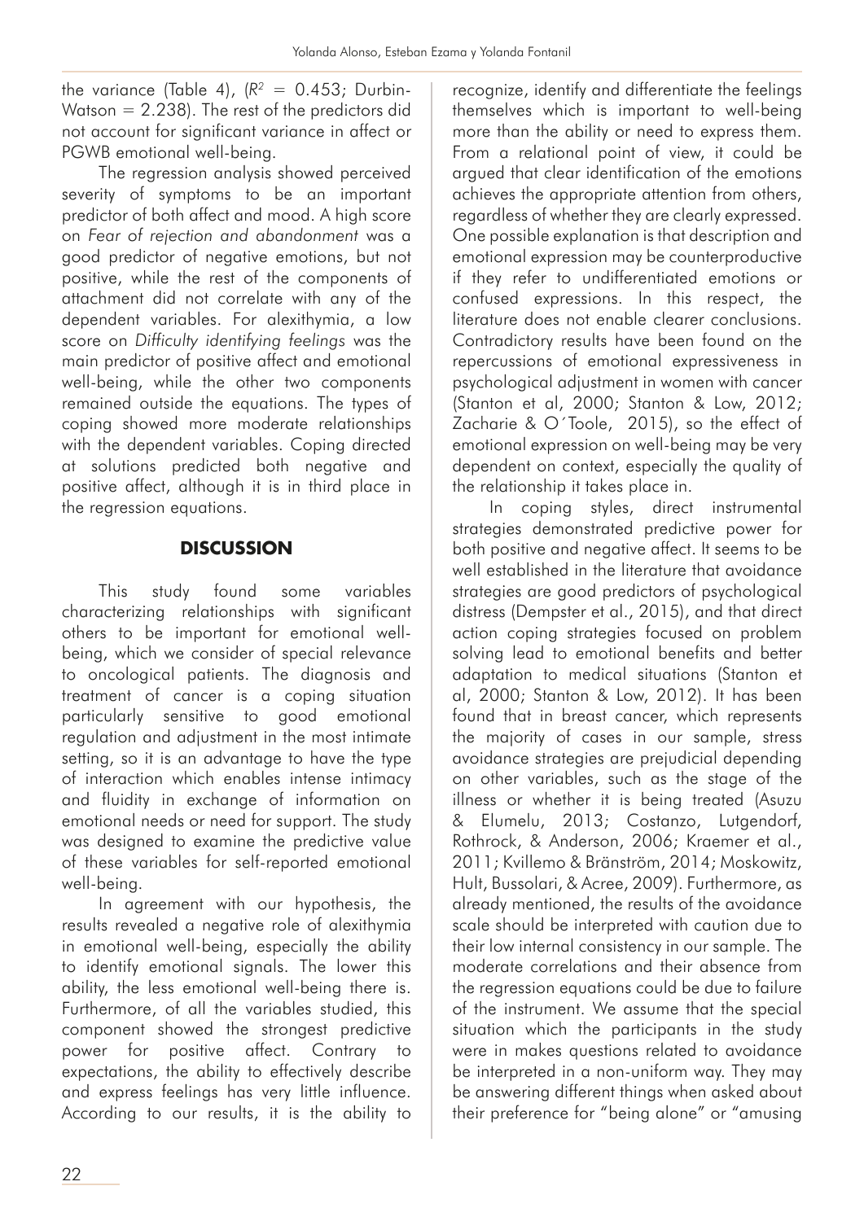the variance (Table 4), ($R^2$ = 0.453; Durbin-Watson = 2.238). The rest of the predictors did not account for significant variance in affect or PGWB emotional well-being.

The regression analysis showed perceived severity of symptoms to be an important predictor of both affect and mood. A high score on *Fear of rejection and abandonment* was a good predictor of negative emotions, but not positive, while the rest of the components of attachment did not correlate with any of the dependent variables. For alexithymia, a low score on *Difficulty identifying feelings* was the main predictor of positive affect and emotional well-being, while the other two components remained outside the equations. The types of coping showed more moderate relationships with the dependent variables. Coping directed at solutions predicted both negative and positive affect, although it is in third place in the regression equations.

## DISCUSSION

This study found some variables characterizing relationships with significant others to be important for emotional well-being, which we consider of special relevance to oncological patients. The diagnosis and treatment of cancer is a coping situation particularly sensitive to good emotional regulation and adjustment in the most intimate setting, so it is an advantage to have the type of interaction which enables intense intimacy and fluidity in exchange of information on emotional needs or need for support. The study was designed to examine the predictive value of these variables for self-reported emotional well-being.

In agreement with our hypothesis, the results revealed a negative role of alexithymia in emotional well-being, especially the ability to identify emotional signals. The lower this ability, the less emotional well-being there is. Furthermore, of all the variables studied, this component showed the strongest predictive power for positive affect. Contrary to expectations, the ability to effectively describe and express feelings has very little influence. According to our results, it is the ability to recognize, identify and differentiate the feelings themselves which is important to well-being more than the ability or need to express them. From a relational point of view, it could be argued that clear identification of the emotions achieves the appropriate attention from others, regardless of whether they are clearly expressed. One possible explanation is that description and emotional expression may be counterproductive if they refer to undifferentiated emotions or confused expressions. In this respect, the literature does not enable clearer conclusions. Contradictory results have been found on the repercussions of emotional expressiveness in psychological adjustment in women with cancer (Stanton et al, 2000; Stanton & Low, 2012; Zacharie & O´Toole, 2015), so the effect of emotional expression on well-being may be very dependent on context, especially the quality of the relationship it takes place in.

In coping styles, direct instrumental strategies demonstrated predictive power for both positive and negative affect. It seems to be well established in the literature that avoidance strategies are good predictors of psychological distress (Dempster et al., 2015), and that direct action coping strategies focused on problem solving lead to emotional benefits and better adaptation to medical situations (Stanton et al, 2000; Stanton & Low, 2012). It has been found that in breast cancer, which represents the majority of cases in our sample, stress avoidance strategies are prejudicial depending on other variables, such as the stage of the illness or whether it is being treated (Asuzu & Elumelu, 2013; Costanzo, Lutgendorf, Rothrock, & Anderson, 2006; Kraemer et al., 2011; Kvillemo & Bränström, 2014; Moskowitz, Hult, Bussolari, & Acree, 2009). Furthermore, as already mentioned, the results of the avoidance scale should be interpreted with caution due to their low internal consistency in our sample. The moderate correlations and their absence from the regression equations could be due to failure of the instrument. We assume that the special situation which the participants in the study were in makes questions related to avoidance be interpreted in a non-uniform way. They may be answering different things when asked about their preference for "being alone" or "amusing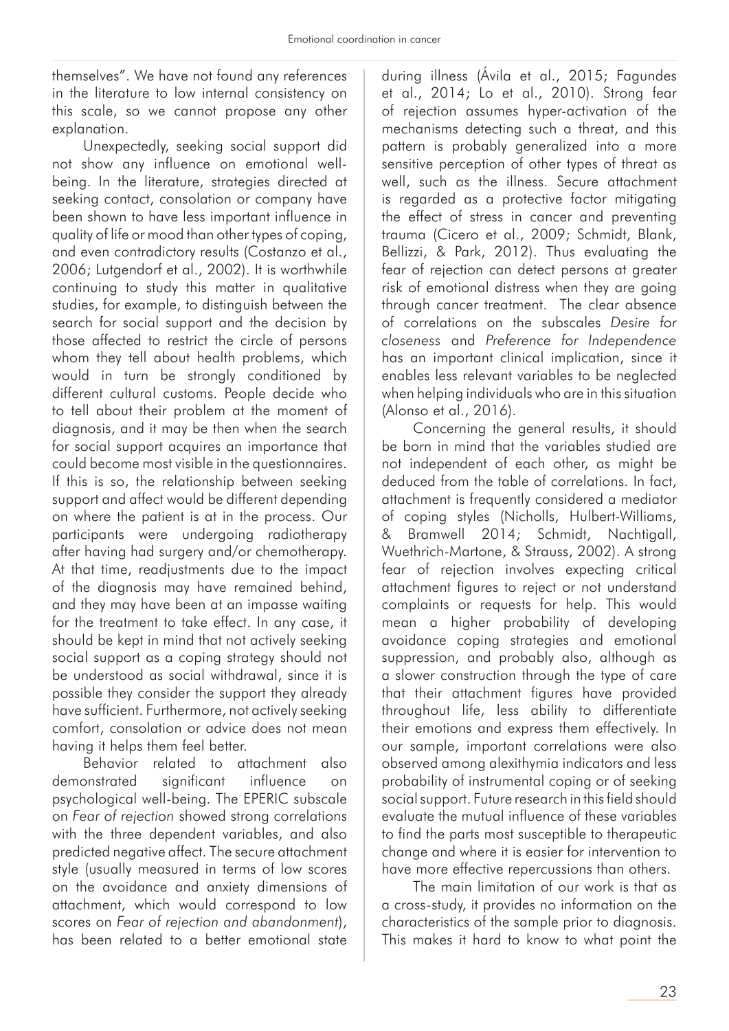themselves". We have not found any references in the literature to low internal consistency on this scale, so we cannot propose any other explanation.

Unexpectedly, seeking social support did not show any influence on emotional well-being. In the literature, strategies directed at seeking contact, consolation or company have been shown to have less important influence in quality of life or mood than other types of coping, and even contradictory results (Costanzo et al., 2006; Lutgendorf et al., 2002). It is worthwhile continuing to study this matter in qualitative studies, for example, to distinguish between the search for social support and the decision by those affected to restrict the circle of persons whom they tell about health problems, which would in turn be strongly conditioned by different cultural customs. People decide who to tell about their problem at the moment of diagnosis, and it may be then when the search for social support acquires an importance that could become most visible in the questionnaires. If this is so, the relationship between seeking support and affect would be different depending on where the patient is at in the process. Our participants were undergoing radiotherapy after having had surgery and/or chemotherapy. At that time, readjustments due to the impact of the diagnosis may have remained behind, and they may have been at an impasse waiting for the treatment to take effect. In any case, it should be kept in mind that not actively seeking social support as a coping strategy should not be understood as social withdrawal, since it is possible they consider the support they already have sufficient. Furthermore, not actively seeking comfort, consolation or advice does not mean having it helps them feel better.

Behavior related to attachment also demonstrated significant influence on psychological well-being. The EPERIC subscale on *Fear of rejection* showed strong correlations with the three dependent variables, and also predicted negative affect. The secure attachment style (usually measured in terms of low scores on the avoidance and anxiety dimensions of attachment, which would correspond to low scores on *Fear of rejection and abandonment*), has been related to a better emotional state during illness (Ávila et al., 2015; Fagundes et al., 2014; Lo et al., 2010). Strong fear of rejection assumes hyper-activation of the mechanisms detecting such a threat, and this pattern is probably generalized into a more sensitive perception of other types of threat as well, such as the illness. Secure attachment is regarded as a protective factor mitigating the effect of stress in cancer and preventing trauma (Cicero et al., 2009; Schmidt, Blank, Bellizzi, & Park, 2012). Thus evaluating the fear of rejection can detect persons at greater risk of emotional distress when they are going through cancer treatment. The clear absence of correlations on the subscales *Desire for closeness* and *Preference for Independence* has an important clinical implication, since it enables less relevant variables to be neglected when helping individuals who are in this situation (Alonso et al., 2016).

Concerning the general results, it should be born in mind that the variables studied are not independent of each other, as might be deduced from the table of correlations. In fact, attachment is frequently considered a mediator of coping styles (Nicholls, Hulbert-Williams, & Bramwell 2014; Schmidt, Nachtigall, Wuethrich-Martone, & Strauss, 2002). A strong fear of rejection involves expecting critical attachment figures to reject or not understand complaints or requests for help. This would mean a higher probability of developing avoidance coping strategies and emotional suppression, and probably also, although as a slower construction through the type of care that their attachment figures have provided throughout life, less ability to differentiate their emotions and express them effectively. In our sample, important correlations were also observed among alexithymia indicators and less probability of instrumental coping or of seeking social support. Future research in this field should evaluate the mutual influence of these variables to find the parts most susceptible to therapeutic change and where it is easier for intervention to have more effective repercussions than others.

The main limitation of our work is that as a cross-study, it provides no information on the characteristics of the sample prior to diagnosis. This makes it hard to know to what point the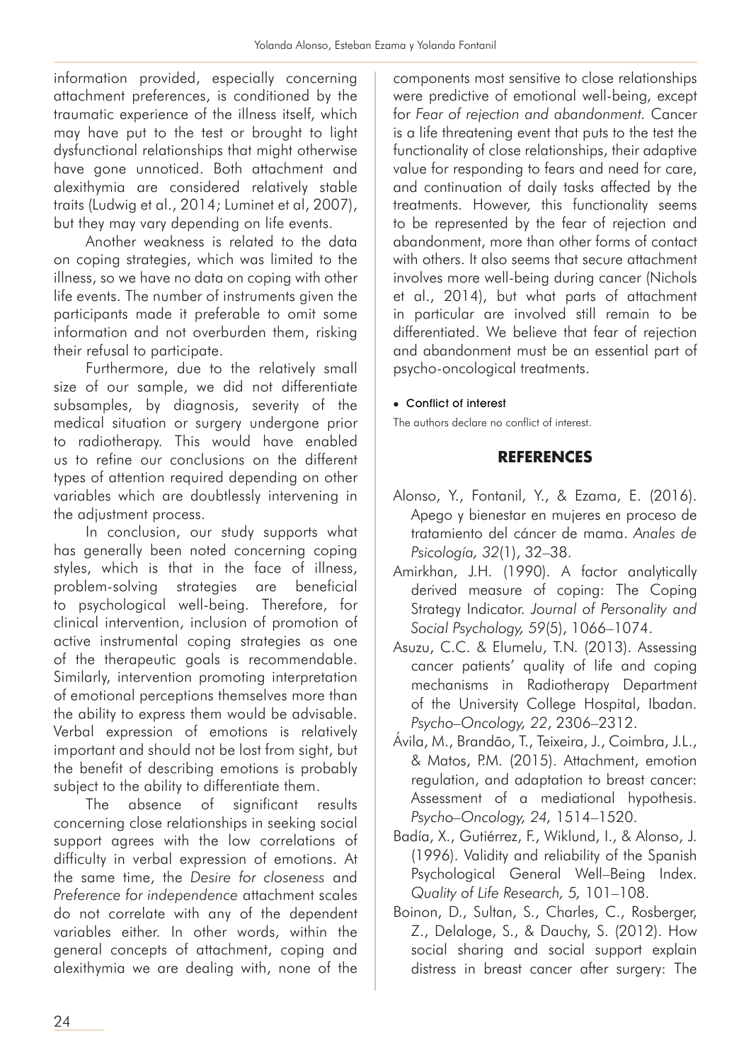information provided, especially concerning attachment preferences, is conditioned by the traumatic experience of the illness itself, which may have put to the test or brought to light dysfunctional relationships that might otherwise have gone unnoticed. Both attachment and alexithymia are considered relatively stable traits (Ludwig et al., 2014; Luminet et al, 2007), but they may vary depending on life events.

Another weakness is related to the data on coping strategies, which was limited to the illness, so we have no data on coping with other life events. The number of instruments given the participants made it preferable to omit some information and not overburden them, risking their refusal to participate.

Furthermore, due to the relatively small size of our sample, we did not differentiate subsamples, by diagnosis, severity of the medical situation or surgery undergone prior to radiotherapy. This would have enabled us to refine our conclusions on the different types of attention required depending on other variables which are doubtlessly intervening in the adjustment process.

In conclusion, our study supports what has generally been noted concerning coping styles, which is that in the face of illness, problem-solving strategies are beneficial to psychological well-being. Therefore, for clinical intervention, inclusion of promotion of active instrumental coping strategies as one of the therapeutic goals is recommendable. Similarly, intervention promoting interpretation of emotional perceptions themselves more than the ability to express them would be advisable. Verbal expression of emotions is relatively important and should not be lost from sight, but the benefit of describing emotions is probably subject to the ability to differentiate them.

The absence of significant results concerning close relationships in seeking social support agrees with the low correlations of difficulty in verbal expression of emotions. At the same time, the *Desire for closeness* and *Preference for independence* attachment scales do not correlate with any of the dependent variables either. In other words, within the general concepts of attachment, coping and alexithymia we are dealing with, none of the components most sensitive to close relationships were predictive of emotional well-being, except for *Fear of rejection and abandonment*. Cancer is a life threatening event that puts to the test the functionality of close relationships, their adaptive value for responding to fears and need for care, and continuation of daily tasks affected by the treatments. However, this functionality seems to be represented by the fear of rejection and abandonment, more than other forms of contact with others. It also seems that secure attachment involves more well-being during cancer (Nichols et al., 2014), but what parts of attachment in particular are involved still remain to be differentiated. We believe that fear of rejection and abandonment must be an essential part of psycho-oncological treatments.

- **Conflict of interest**

The authors declare no conflict of interest.

## REFERENCES

Alonso, Y., Fontanil, Y., & Ezama, E. (2016). Apego y bienestar en mujeres en proceso de tratamiento del cáncer de mama. *Anales de Psicología, 32*(1), 32–38.

Amirkhan, J.H. (1990). A factor analytically derived measure of coping: The Coping Strategy Indicator. *Journal of Personality and Social Psychology, 59*(5), 1066–1074.

Asuzu, C.C. & Elumelu, T.N. (2013). Assessing cancer patients' quality of life and coping mechanisms in Radiotherapy Department of the University College Hospital, Ibadan. *Psycho–Oncology, 22*, 2306–2312.

Ávila, M., Brandão, T., Teixeira, J., Coimbra, J.L., & Matos, P.M. (2015). Attachment, emotion regulation, and adaptation to breast cancer: Assessment of a mediational hypothesis. *Psycho–Oncology, 24,* 1514–1520.

Badía, X., Gutiérrez, F., Wiklund, I., & Alonso, J. (1996). Validity and reliability of the Spanish Psychological General Well–Being Index. *Quality of Life Research, 5,* 101–108.

Boinon, D., Sultan, S., Charles, C., Rosberger, Z., Delaloge, S., & Dauchy, S. (2012). How social sharing and social support explain distress in breast cancer after surgery: The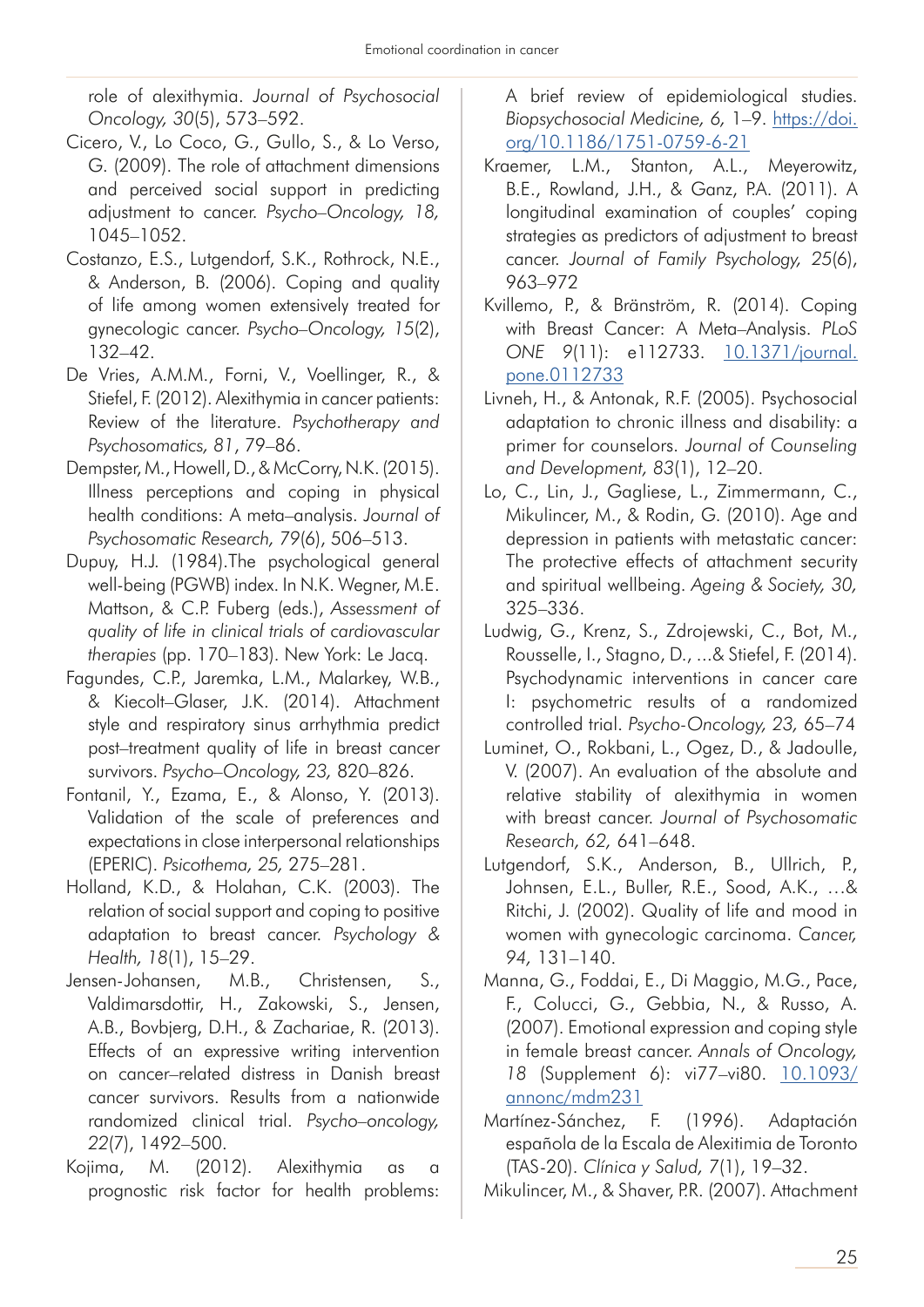role of alexithymia. *Journal of Psychosocial Oncology, 30*(5), 573–592.

Cicero, V., Lo Coco, G., Gullo, S., & Lo Verso, G. (2009). The role of attachment dimensions and perceived social support in predicting adjustment to cancer. *Psycho–Oncology, 18,* 1045–1052.

Costanzo, E.S., Lutgendorf, S.K., Rothrock, N.E., & Anderson, B. (2006). Coping and quality of life among women extensively treated for gynecologic cancer. *Psycho–Oncology, 15*(2), 132–42.

De Vries, A.M.M., Forni, V., Voellinger, R., & Stiefel, F. (2012). Alexithymia in cancer patients: Review of the literature. *Psychotherapy and Psychosomatics, 81*, 79–86.

Dempster, M., Howell, D., & McCorry, N.K. (2015). Illness perceptions and coping in physical health conditions: A meta–analysis. *Journal of Psychosomatic Research, 79*(6), 506–513.

Dupuy, H.J. (1984).The psychological general well-being (PGWB) index. In N.K. Wegner, M.E. Mattson, & C.P. Fuberg (eds.), *Assessment of quality of life in clinical trials of cardiovascular therapies* (pp. 170–183). New York: Le Jacq.

Fagundes, C.P., Jaremka, L.M., Malarkey, W.B., & Kiecolt–Glaser, J.K. (2014). Attachment style and respiratory sinus arrhythmia predict post–treatment quality of life in breast cancer survivors. *Psycho–Oncology, 23,* 820–826.

Fontanil, Y., Ezama, E., & Alonso, Y. (2013). Validation of the scale of preferences and expectations in close interpersonal relationships (EPERIC). *Psicothema, 25,* 275–281.

Holland, K.D., & Holahan, C.K. (2003). The relation of social support and coping to positive adaptation to breast cancer. *Psychology & Health, 18*(1), 15–29.

Jensen-Johansen, M.B., Christensen, S., Valdimarsdottir, H., Zakowski, S., Jensen, A.B., Bovbjerg, D.H., & Zachariae, R. (2013). Effects of an expressive writing intervention on cancer–related distress in Danish breast cancer survivors. Results from a nationwide randomized clinical trial. *Psycho–oncology, 22*(7), 1492–500.

Kojima, M. (2012). Alexithymia as a prognostic risk factor for health problems: A brief review of epidemiological studies. *Biopsychosocial Medicine, 6,* 1–9. https://doi.org/10.1186/1751-0759-6-21

Kraemer, L.M., Stanton, A.L., Meyerowitz, B.E., Rowland, J.H., & Ganz, P.A. (2011). A longitudinal examination of couples' coping strategies as predictors of adjustment to breast cancer. *Journal of Family Psychology, 25*(6), 963–972

Kvillemo, P., & Bränström, R. (2014). Coping with Breast Cancer: A Meta–Analysis. *PLoS ONE 9*(11): e112733. 10.1371/journal.pone.0112733

Livneh, H., & Antonak, R.F. (2005). Psychosocial adaptation to chronic illness and disability: a primer for counselors. *Journal of Counseling and Development, 83*(1), 12–20.

Lo, C., Lin, J., Gagliese, L., Zimmermann, C., Mikulincer, M., & Rodin, G. (2010). Age and depression in patients with metastatic cancer: The protective effects of attachment security and spiritual wellbeing. *Ageing & Society, 30,* 325–336.

Ludwig, G., Krenz, S., Zdrojewski, C., Bot, M., Rousselle, I., Stagno, D., ...& Stiefel, F. (2014). Psychodynamic interventions in cancer care I: psychometric results of a randomized controlled trial. *Psycho-Oncology, 23,* 65–74

Luminet, O., Rokbani, L., Ogez, D., & Jadoulle, V. (2007). An evaluation of the absolute and relative stability of alexithymia in women with breast cancer. *Journal of Psychosomatic Research, 62,* 641–648.

Lutgendorf, S.K., Anderson, B., Ullrich, P., Johnsen, E.L., Buller, R.E., Sood, A.K., …& Ritchi, J. (2002). Quality of life and mood in women with gynecologic carcinoma. *Cancer, 94,* 131–140.

Manna, G., Foddai, E., Di Maggio, M.G., Pace, F., Colucci, G., Gebbia, N., & Russo, A. (2007). Emotional expression and coping style in female breast cancer. *Annals of Oncology, 18* (Supplement 6): vi77–vi80. 10.1093/annonc/mdm231

Martínez-Sánchez, F. (1996). Adaptación española de la Escala de Alexitimia de Toronto (TAS-20). *Clínica y Salud, 7*(1), 19–32.

Mikulincer, M., & Shaver, P.R. (2007). Attachment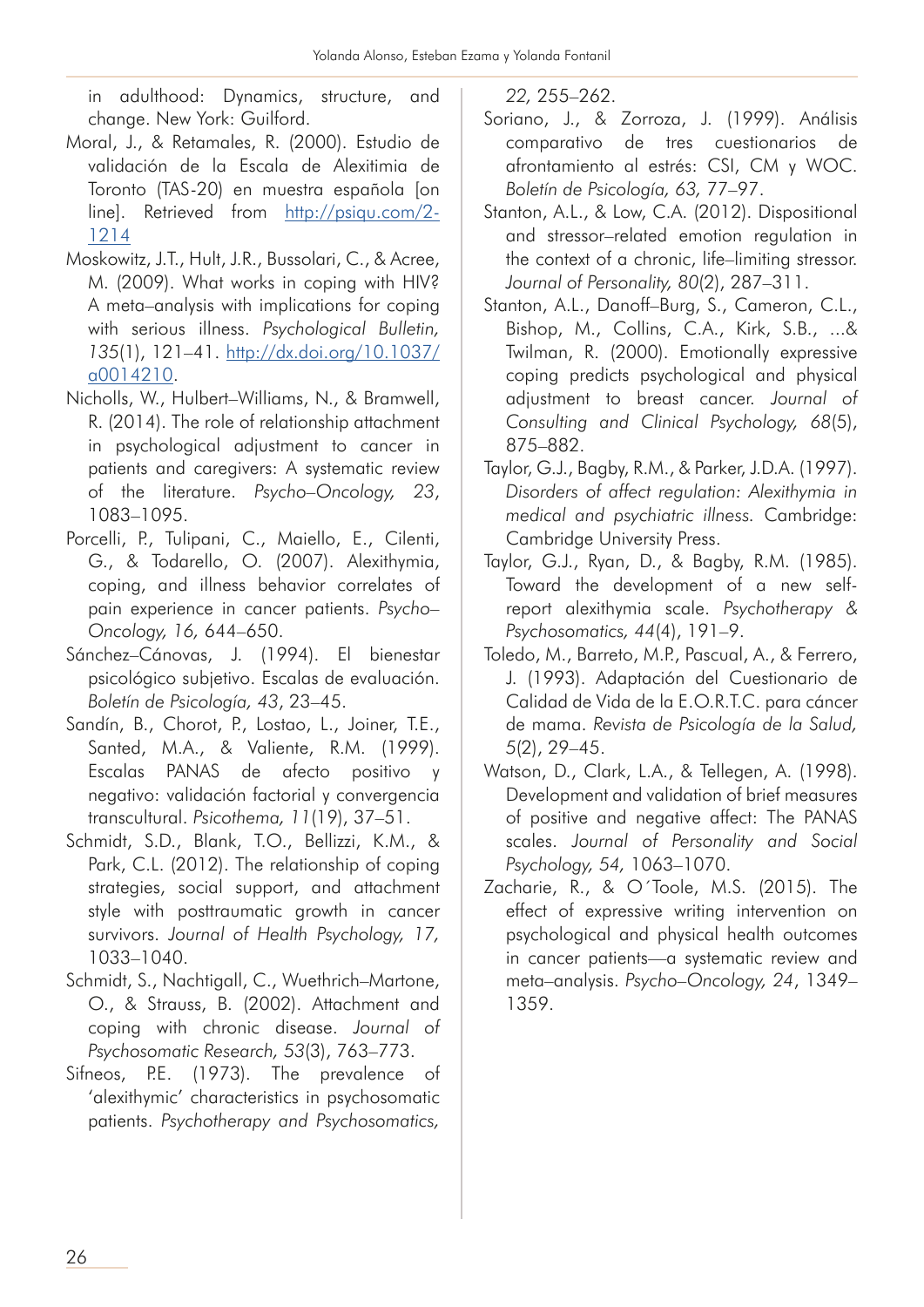in adulthood: Dynamics, structure, and change. New York: Guilford.

Moral, J., & Retamales, R. (2000). Estudio de validación de la Escala de Alexitimia de Toronto (TAS-20) en muestra española [on line]. Retrieved from http://psiqu.com/2-1214

Moskowitz, J.T., Hult, J.R., Bussolari, C., & Acree, M. (2009). What works in coping with HIV? A meta–analysis with implications for coping with serious illness. *Psychological Bulletin, 135*(1), 121–41. http://dx.doi.org/10.1037/a0014210.

Nicholls, W., Hulbert–Williams, N., & Bramwell, R. (2014). The role of relationship attachment in psychological adjustment to cancer in patients and caregivers: A systematic review of the literature. *Psycho–Oncology, 23*, 1083–1095.

Porcelli, P., Tulipani, C., Maiello, E., Cilenti, G., & Todarello, O. (2007). Alexithymia, coping, and illness behavior correlates of pain experience in cancer patients. *Psycho–Oncology, 16,* 644–650.

Sánchez–Cánovas, J. (1994). El bienestar psicológico subjetivo. Escalas de evaluación. *Boletín de Psicología, 43*, 23–45.

Sandín, B., Chorot, P., Lostao, L., Joiner, T.E., Santed, M.A., & Valiente, R.M. (1999). Escalas PANAS de afecto positivo y negativo: validación factorial y convergencia transcultural. *Psicothema, 11*(19), 37–51.

Schmidt, S.D., Blank, T.O., Bellizzi, K.M., & Park, C.L. (2012). The relationship of coping strategies, social support, and attachment style with posttraumatic growth in cancer survivors. *Journal of Health Psychology, 17,* 1033–1040.

Schmidt, S., Nachtigall, C., Wuethrich–Martone, O., & Strauss, B. (2002). Attachment and coping with chronic disease. *Journal of Psychosomatic Research, 53*(3), 763–773.

Sifneos, P.E. (1973). The prevalence of 'alexithymic' characteristics in psychosomatic patients. *Psychotherapy and Psychosomatics, 22,* 255–262.

Soriano, J., & Zorroza, J. (1999). Análisis comparativo de tres cuestionarios de afrontamiento al estrés: CSI, CM y WOC. *Boletín de Psicología, 63,* 77–97.

Stanton, A.L., & Low, C.A. (2012). Dispositional and stressor–related emotion regulation in the context of a chronic, life–limiting stressor. *Journal of Personality, 80*(2), 287–311.

Stanton, A.L., Danoff–Burg, S., Cameron, C.L., Bishop, M., Collins, C.A., Kirk, S.B., ...& Twilman, R. (2000). Emotionally expressive coping predicts psychological and physical adjustment to breast cancer. *Journal of Consulting and Clinical Psychology, 68*(5), 875–882.

Taylor, G.J., Bagby, R.M., & Parker, J.D.A. (1997). *Disorders of affect regulation: Alexithymia in medical and psychiatric illness.* Cambridge: Cambridge University Press.

Taylor, G.J., Ryan, D., & Bagby, R.M. (1985). Toward the development of a new self-report alexithymia scale. *Psychotherapy & Psychosomatics, 44*(4), 191–9.

Toledo, M., Barreto, M.P., Pascual, A., & Ferrero, J. (1993). Adaptación del Cuestionario de Calidad de Vida de la E.O.R.T.C. para cáncer de mama. *Revista de Psicología de la Salud, 5*(2), 29–45.

Watson, D., Clark, L.A., & Tellegen, A. (1998). Development and validation of brief measures of positive and negative affect: The PANAS scales. *Journal of Personality and Social Psychology, 54*, 1063–1070.

Zacharie, R., & O´Toole, M.S. (2015). The effect of expressive writing intervention on psychological and physical health outcomes in cancer patients—a systematic review and meta–analysis. *Psycho–Oncology, 24*, 1349–1359.